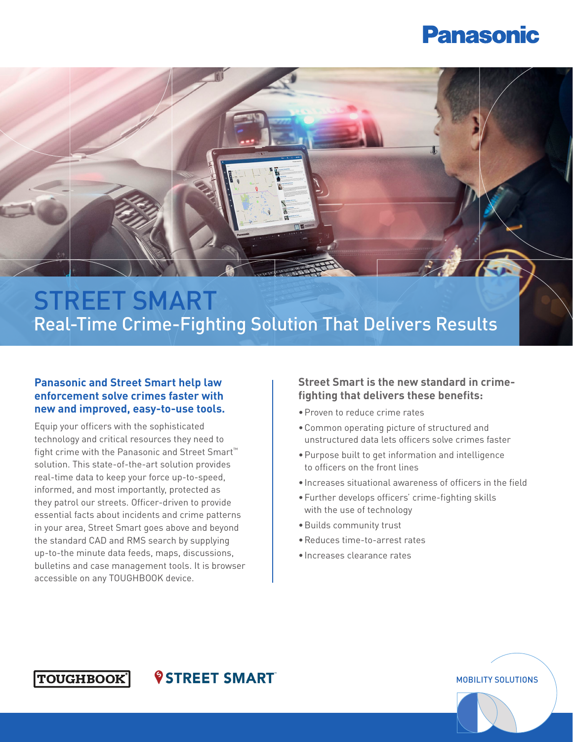Panasonic

# STREET SMART

## Real-Time Crime-Fighting Solution That Delivers Results

### Panasonic and Street Smart help law enforcement solve crimes faster with new and improved, easy-to-use tools.

Equip your officers with the sophisticated technology and critical resources they need to fight crime with the Panasonic and Street Smart™ solution. This state-of-the-art solution provides real-time data to keep your force up-to-speed, informed, and most importantly, protected as they patrol our streets. Officer-driven to provide essential facts about incidents and crime patterns in your area, Street Smart goes above and beyond the standard CAD and RMS search by supplying up-to-the minute data feeds, maps, discussions, bulletins and case management tools. It is browser accessible on any TOUGHBOOK device.

### Street Smart is the new standard in crime-fighting that delivers these benefits:

- Proven to reduce crime rates
- Common operating picture of structured and unstructured data lets officers solve crimes faster
- Purpose built to get information and intelligence to officers on the front lines
- Increases situational awareness of officers in the field
- Further develops officers' crime-fighting skills with the use of technology
- Builds community trust
- Reduces time-to-arrest rates
- Increases clearance rates

TOUGHBOOK®   STREET SMART™

MOBILITY SOLUTIONS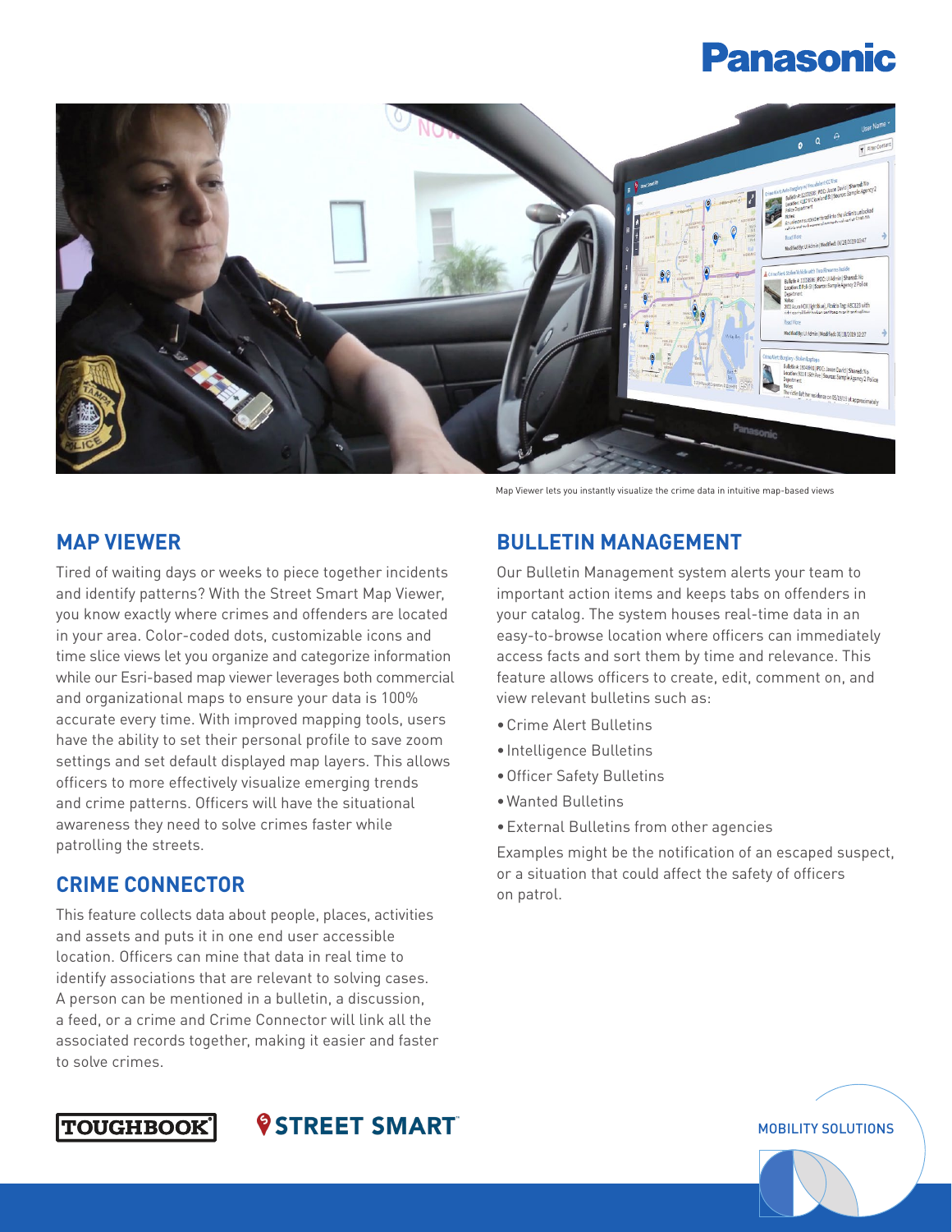Map Viewer lets you instantly visualize the crime data in intuitive map-based views

## MAP VIEWER

Tired of waiting days or weeks to piece together incidents and identify patterns? With the Street Smart Map Viewer, you know exactly where crimes and offenders are located in your area. Color-coded dots, customizable icons and time slice views let you organize and categorize information while our Esri-based map viewer leverages both commercial and organizational maps to ensure your data is 100% accurate every time. With improved mapping tools, users have the ability to set their personal profile to save zoom settings and set default displayed map layers. This allows officers to more effectively visualize emerging trends and crime patterns. Officers will have the situational awareness they need to solve crimes faster while patrolling the streets.

## CRIME CONNECTOR

This feature collects data about people, places, activities and assets and puts it in one end user accessible location. Officers can mine that data in real time to identify associations that are relevant to solving cases. A person can be mentioned in a bulletin, a discussion, a feed, or a crime and Crime Connector will link all the associated records together, making it easier and faster to solve crimes.

## BULLETIN MANAGEMENT

Our Bulletin Management system alerts your team to important action items and keeps tabs on offenders in your catalog. The system houses real-time data in an easy-to-browse location where officers can immediately access facts and sort them by time and relevance. This feature allows officers to create, edit, comment on, and view relevant bulletins such as:

- Crime Alert Bulletins
- Intelligence Bulletins
- Officer Safety Bulletins
- Wanted Bulletins
- External Bulletins from other agencies

Examples might be the notification of an escaped suspect, or a situation that could affect the safety of officers on patrol.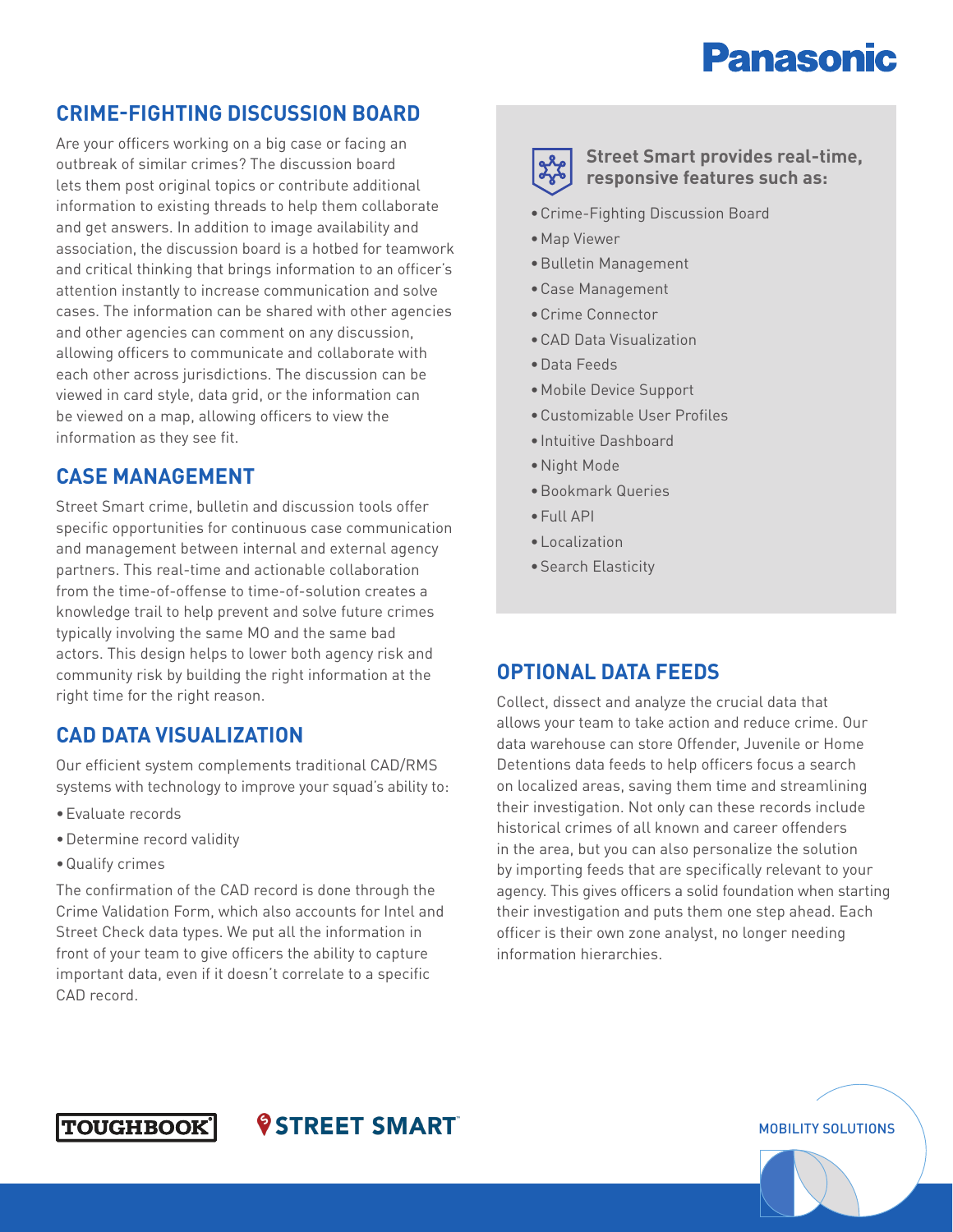## CRIME-FIGHTING DISCUSSION BOARD

Are your officers working on a big case or facing an outbreak of similar crimes? The discussion board lets them post original topics or contribute additional information to existing threads to help them collaborate and get answers. In addition to image availability and association, the discussion board is a hotbed for teamwork and critical thinking that brings information to an officer's attention instantly to increase communication and solve cases. The information can be shared with other agencies and other agencies can comment on any discussion, allowing officers to communicate and collaborate with each other across jurisdictions. The discussion can be viewed in card style, data grid, or the information can be viewed on a map, allowing officers to view the information as they see fit.

## CASE MANAGEMENT

Street Smart crime, bulletin and discussion tools offer specific opportunities for continuous case communication and management between internal and external agency partners. This real-time and actionable collaboration from the time-of-offense to time-of-solution creates a knowledge trail to help prevent and solve future crimes typically involving the same MO and the same bad actors. This design helps to lower both agency risk and community risk by building the right information at the right time for the right reason.

## CAD DATA VISUALIZATION

Our efficient system complements traditional CAD/RMS systems with technology to improve your squad's ability to:

- Evaluate records
- Determine record validity
- Qualify crimes

The confirmation of the CAD record is done through the Crime Validation Form, which also accounts for Intel and Street Check data types. We put all the information in front of your team to give officers the ability to capture important data, even if it doesn't correlate to a specific CAD record.

**Street Smart provides real-time, responsive features such as:**

- Crime-Fighting Discussion Board
- Map Viewer
- Bulletin Management
- Case Management
- Crime Connector
- CAD Data Visualization
- Data Feeds
- Mobile Device Support
- Customizable User Profiles
- Intuitive Dashboard
- Night Mode
- Bookmark Queries
- Full API
- Localization
- Search Elasticity

## OPTIONAL DATA FEEDS

Collect, dissect and analyze the crucial data that allows your team to take action and reduce crime. Our data warehouse can store Offender, Juvenile or Home Detentions data feeds to help officers focus a search on localized areas, saving them time and streamlining their investigation. Not only can these records include historical crimes of all known and career offenders in the area, but you can also personalize the solution by importing feeds that are specifically relevant to your agency. This gives officers a solid foundation when starting their investigation and puts them one step ahead. Each officer is their own zone analyst, no longer needing information hierarchies.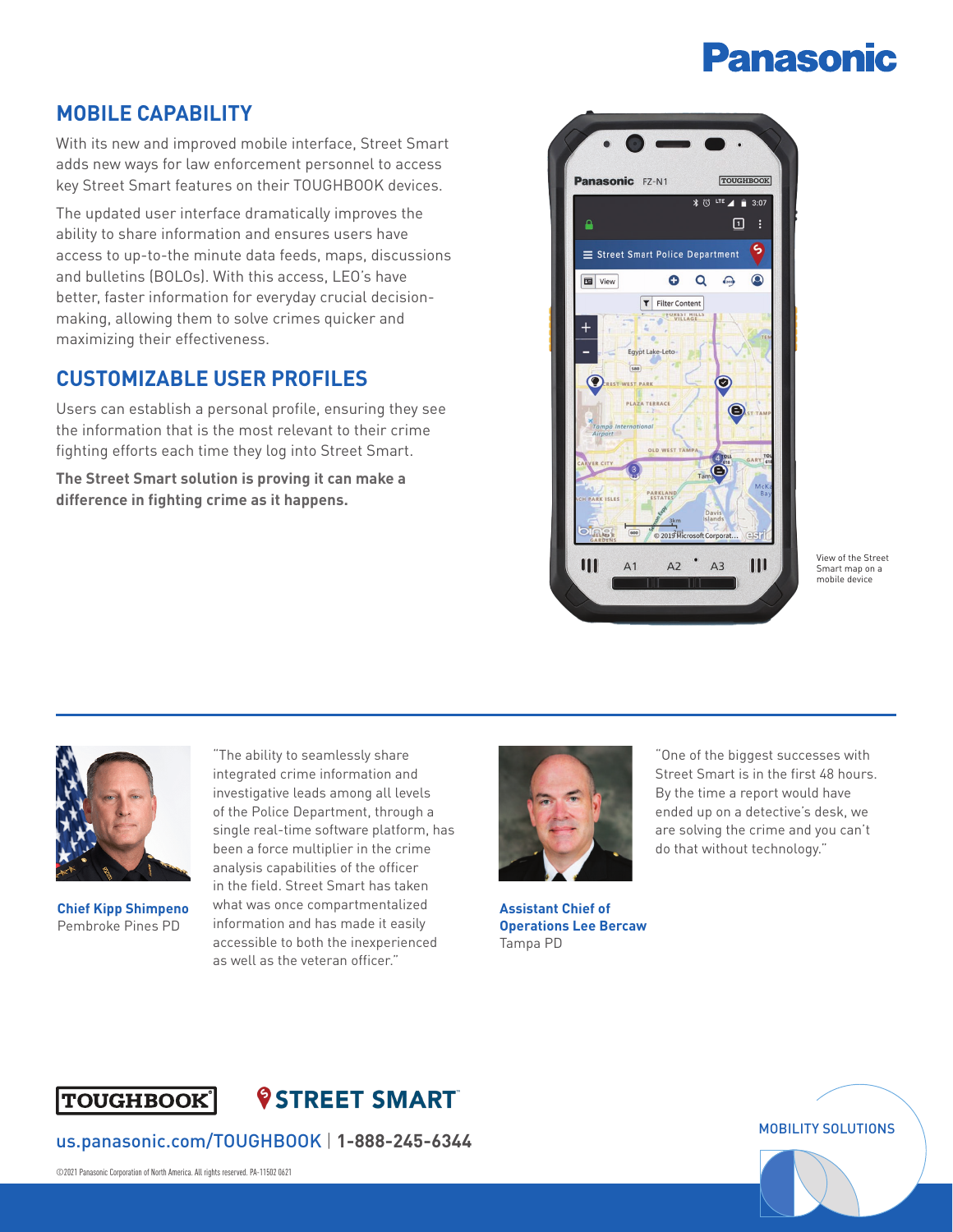## MOBILE CAPABILITY

With its new and improved mobile interface, Street Smart adds new ways for law enforcement personnel to access key Street Smart features on their TOUGHBOOK devices.

The updated user interface dramatically improves the ability to share information and ensures users have access to up-to-the minute data feeds, maps, discussions and bulletins (BOLOs). With this access, LEO's have better, faster information for everyday crucial decision-making, allowing them to solve crimes quicker and maximizing their effectiveness.

## CUSTOMIZABLE USER PROFILES

Users can establish a personal profile, ensuring they see the information that is the most relevant to their crime fighting efforts each time they log into Street Smart.

**The Street Smart solution is proving it can make a difference in fighting crime as it happens.**

View of the Street Smart map on a mobile device

---

"The ability to seamlessly share integrated crime information and investigative leads among all levels of the Police Department, through a single real-time software platform, has been a force multiplier in the crime analysis capabilities of the officer in the field. Street Smart has taken what was once compartmentalized information and has made it easily accessible to both the inexperienced as well as the veteran officer."

**Chief Kipp Shimpeno**
Pembroke Pines PD

"One of the biggest successes with Street Smart is in the first 48 hours. By the time a report would have ended up on a detective's desk, we are solving the crime and you can't do that without technology."

**Assistant Chief of Operations Lee Bercaw**
Tampa PD

TOUGHBOOK® STREET SMART™

us.panasonic.com/TOUGHBOOK | **1-888-245-6344**

MOBILITY SOLUTIONS

©2021 Panasonic Corporation of North America. All rights reserved. PA-11502 0621